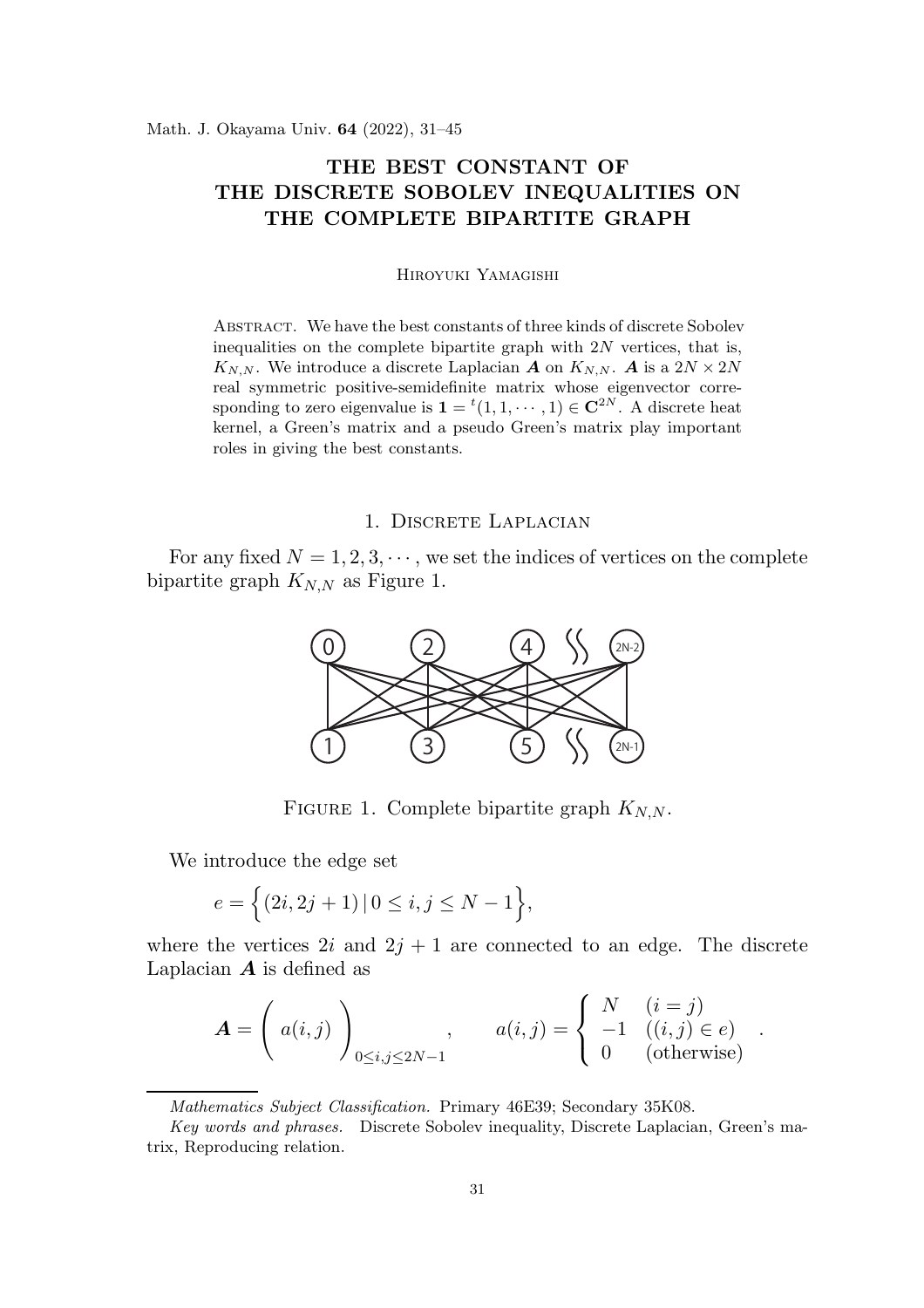# THE BEST CONSTANT OF THE DISCRETE SOBOLEV INEQUALITIES ON THE COMPLETE BIPARTITE GRAPH

Hiroyuki Yamagishi

Abstract. We have the best constants of three kinds of discrete Sobolev inequalities on the complete bipartite graph with $2N$ vertices, that is, $K_{N,N}$. We introduce a discrete Laplacian $\boldsymbol{A}$ on $K_{N,N}$. $\boldsymbol{A}$ is a $2N \times 2N$ real symmetric positive-semidefinite matrix whose eigenvector corresponding to zero eigenvalue is $\mathbf{1} = {}^t(1, 1, \cdots, 1) \in \mathbf{C}^{2N}$. A discrete heat kernel, a Green's matrix and a pseudo Green's matrix play important roles in giving the best constants.

## 1. Discrete Laplacian

For any fixed $N = 1, 2, 3, \cdots$, we set the indices of vertices on the complete bipartite graph $K_{N,N}$ as Figure 1.

Figure 1. Complete bipartite graph $K_{N,N}$.

We introduce the edge set

$$e = \Big\{ (2i, 2j+1) \,|\, 0 \le i, j \le N-1 \Big\},$$

where the vertices $2i$ and $2j+1$ are connected to an edge. The discrete Laplacian $\boldsymbol{A}$ is defined as

$$\boldsymbol{A} = \left( \begin{array}{c} a(i,j) \end{array} \right)_{0 \le i,j \le 2N-1}, \qquad a(i,j) = \left\{ \begin{array}{ll} N & (i = j) \\ -1 & ((i,j) \in e) \\ 0 & (\text{otherwise}) \end{array} \right. .$$

*Mathematics Subject Classification.* Primary 46E39; Secondary 35K08.

*Key words and phrases.* Discrete Sobolev inequality, Discrete Laplacian, Green's matrix, Reproducing relation.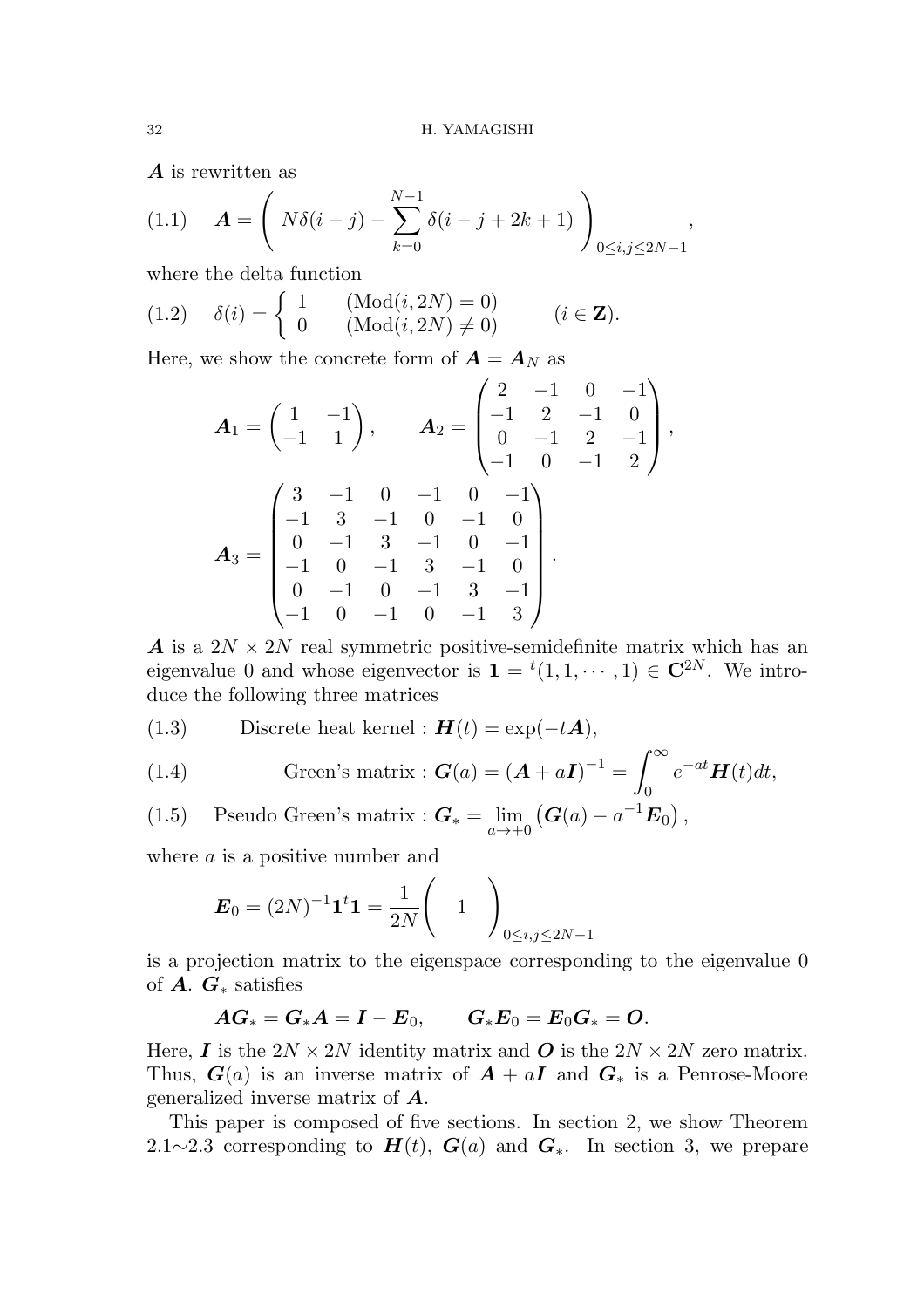$\boldsymbol{A}$ is rewritten as

$$
\boldsymbol{A} = \left( N\delta(i-j) - \sum_{k=0}^{N-1} \delta(i-j+2k+1) \right)_{0 \le i,j \le 2N-1}, \tag{1.1}
$$

where the delta function

$$
\delta(i) = \begin{cases} 1 & (\mathrm{Mod}(i,2N)=0) \\ 0 & (\mathrm{Mod}(i,2N)\neq 0) \end{cases} \qquad (i \in \mathbf{Z}). \tag{1.2}
$$

Here, we show the concrete form of $\boldsymbol{A} = \boldsymbol{A}_N$ as

$$
\boldsymbol{A}_1 = \begin{pmatrix} 1 & -1 \\ -1 & 1 \end{pmatrix}, \qquad \boldsymbol{A}_2 = \begin{pmatrix} 2 & -1 & 0 & -1 \\ -1 & 2 & -1 & 0 \\ 0 & -1 & 2 & -1 \\ -1 & 0 & -1 & 2 \end{pmatrix},
$$

$$
\boldsymbol{A}_3 = \begin{pmatrix} 3 & -1 & 0 & -1 & 0 & -1 \\ -1 & 3 & -1 & 0 & -1 & 0 \\ 0 & -1 & 3 & -1 & 0 & -1 \\ -1 & 0 & -1 & 3 & -1 & 0 \\ 0 & -1 & 0 & -1 & 3 & -1 \\ -1 & 0 & -1 & 0 & -1 & 3 \end{pmatrix}.
$$

$\boldsymbol{A}$ is a $2N \times 2N$ real symmetric positive-semidefinite matrix which has an eigenvalue 0 and whose eigenvector is $\mathbf{1} = {}^t(1,1,\cdots,1) \in \mathbf{C}^{2N}$. We introduce the following three matrices

$$
\text{Discrete heat kernel} : \boldsymbol{H}(t) = \exp(-t\boldsymbol{A}), \tag{1.3}
$$

$$
\text{Green's matrix} : \boldsymbol{G}(a) = (\boldsymbol{A} + a\boldsymbol{I})^{-1} = \int_0^\infty e^{-at} \boldsymbol{H}(t)\, dt, \tag{1.4}
$$

$$
\text{Pseudo Green's matrix} : \boldsymbol{G}_* = \lim_{a \to +0} \left( \boldsymbol{G}(a) - a^{-1}\boldsymbol{E}_0 \right), \tag{1.5}
$$

where $a$ is a positive number and

$$
\boldsymbol{E}_0 = (2N)^{-1}\mathbf{1}\,{}^t\mathbf{1} = \frac{1}{2N}\Big( \quad 1 \quad \Big)_{0 \le i,j \le 2N-1}
$$

is a projection matrix to the eigenspace corresponding to the eigenvalue 0 of $\boldsymbol{A}$. $\boldsymbol{G}_*$ satisfies

$$
\boldsymbol{A}\boldsymbol{G}_* = \boldsymbol{G}_*\boldsymbol{A} = \boldsymbol{I} - \boldsymbol{E}_0, \qquad \boldsymbol{G}_*\boldsymbol{E}_0 = \boldsymbol{E}_0\boldsymbol{G}_* = \boldsymbol{O}.
$$

Here, $\boldsymbol{I}$ is the $2N \times 2N$ identity matrix and $\boldsymbol{O}$ is the $2N \times 2N$ zero matrix. Thus, $\boldsymbol{G}(a)$ is an inverse matrix of $\boldsymbol{A} + a\boldsymbol{I}$ and $\boldsymbol{G}_*$ is a Penrose-Moore generalized inverse matrix of $\boldsymbol{A}$.

This paper is composed of five sections. In section 2, we show Theorem 2.1∼2.3 corresponding to $\boldsymbol{H}(t)$, $\boldsymbol{G}(a)$ and $\boldsymbol{G}_*$. In section 3, we prepare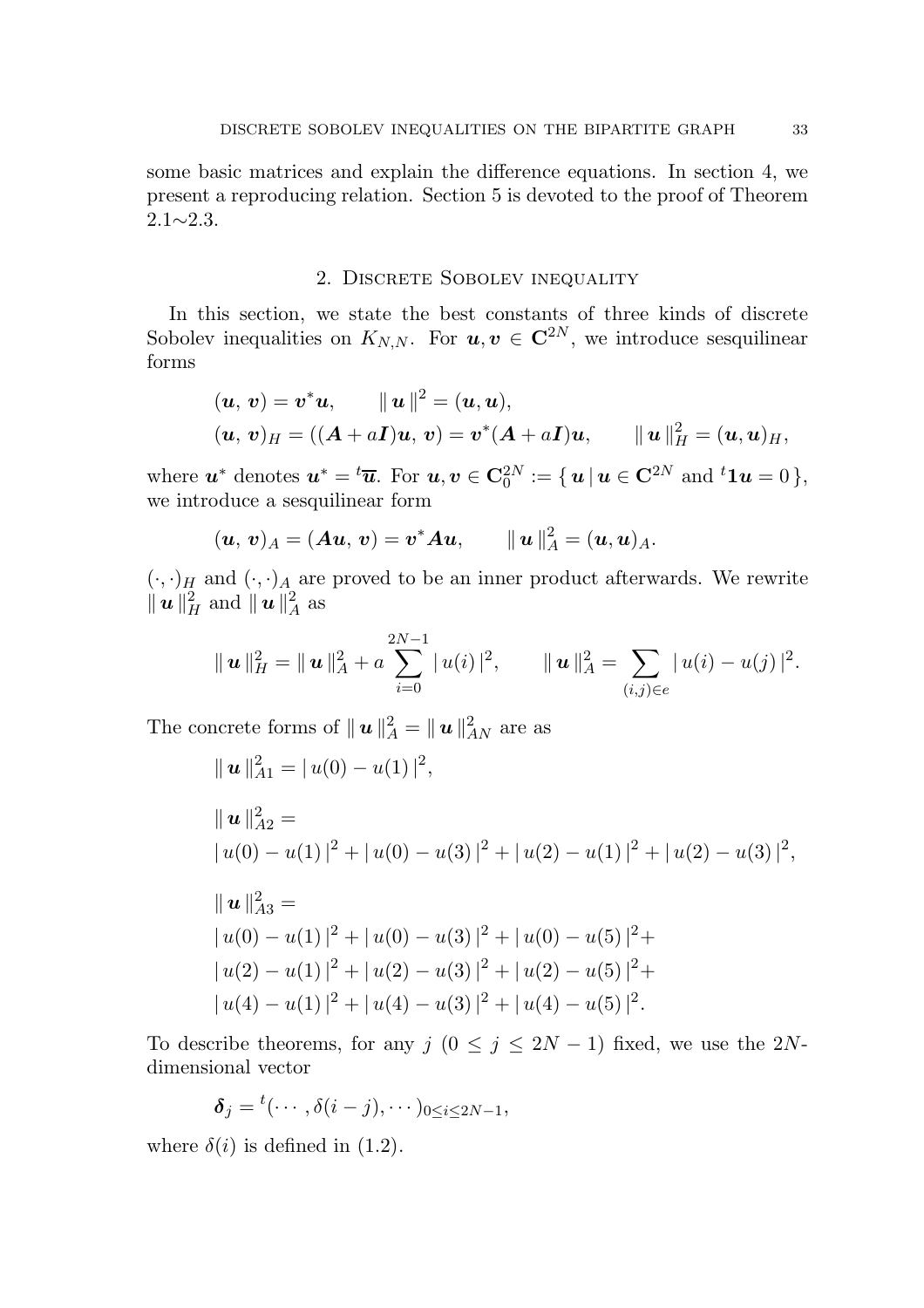some basic matrices and explain the difference equations. In section 4, we present a reproducing relation. Section 5 is devoted to the proof of Theorem 2.1∼2.3.

## 2. Discrete Sobolev inequality

In this section, we state the best constants of three kinds of discrete Sobolev inequalities on $K_{N,N}$. For $\boldsymbol{u}, \boldsymbol{v} \in \mathbf{C}^{2N}$, we introduce sesquilinear forms

$$(\boldsymbol{u},\, \boldsymbol{v}) = \boldsymbol{v}^* \boldsymbol{u}, \qquad \|\, \boldsymbol{u} \,\|^2 = (\boldsymbol{u}, \boldsymbol{u}),$$

$$(\boldsymbol{u},\, \boldsymbol{v})_H = ((\boldsymbol{A} + a\boldsymbol{I})\boldsymbol{u},\, \boldsymbol{v}) = \boldsymbol{v}^*(\boldsymbol{A} + a\boldsymbol{I})\boldsymbol{u}, \qquad \|\, \boldsymbol{u} \,\|_H^2 = (\boldsymbol{u}, \boldsymbol{u})_H,$$

where $\boldsymbol{u}^*$ denotes $\boldsymbol{u}^* = {}^t\overline{\boldsymbol{u}}$. For $\boldsymbol{u}, \boldsymbol{v} \in \mathbf{C}_0^{2N} := \{\, \boldsymbol{u} \,|\, \boldsymbol{u} \in \mathbf{C}^{2N} \text{ and } {}^t\boldsymbol{1}\boldsymbol{u} = 0 \,\}$, we introduce a sesquilinear form

$$(\boldsymbol{u},\, \boldsymbol{v})_A = (\boldsymbol{A}\boldsymbol{u},\, \boldsymbol{v}) = \boldsymbol{v}^* \boldsymbol{A} \boldsymbol{u}, \qquad \|\, \boldsymbol{u} \,\|_A^2 = (\boldsymbol{u}, \boldsymbol{u})_A.$$

$(\cdot, \cdot)_H$ and $(\cdot, \cdot)_A$ are proved to be an inner product afterwards. We rewrite $\|\, \boldsymbol{u} \,\|_H^2$ and $\|\, \boldsymbol{u} \,\|_A^2$ as

$$\|\, \boldsymbol{u} \,\|_H^2 = \|\, \boldsymbol{u} \,\|_A^2 + a \sum_{i=0}^{2N-1} |\, u(i) \,|^2, \qquad \|\, \boldsymbol{u} \,\|_A^2 = \sum_{(i,j) \in e} |\, u(i) - u(j) \,|^2.$$

The concrete forms of $\|\, \boldsymbol{u} \,\|_A^2 = \|\, \boldsymbol{u} \,\|_{AN}^2$ are as

$$\|\, \boldsymbol{u} \,\|_{A1}^2 = |\, u(0) - u(1) \,|^2,$$

$$\|\, \boldsymbol{u} \,\|_{A2}^2 =$$
$$|\, u(0) - u(1) \,|^2 + |\, u(0) - u(3) \,|^2 + |\, u(2) - u(1) \,|^2 + |\, u(2) - u(3) \,|^2,$$

$$\|\, \boldsymbol{u} \,\|_{A3}^2 =$$
$$|\, u(0) - u(1) \,|^2 + |\, u(0) - u(3) \,|^2 + |\, u(0) - u(5) \,|^2 +$$
$$|\, u(2) - u(1) \,|^2 + |\, u(2) - u(3) \,|^2 + |\, u(2) - u(5) \,|^2 +$$
$$|\, u(4) - u(1) \,|^2 + |\, u(4) - u(3) \,|^2 + |\, u(4) - u(5) \,|^2.$$

To describe theorems, for any $j$ $(0 \leq j \leq 2N - 1)$ fixed, we use the $2N$-dimensional vector

$$\boldsymbol{\delta}_j = {}^t(\cdots, \delta(i - j), \cdots)_{0 \leq i \leq 2N-1},$$

where $\delta(i)$ is defined in (1.2).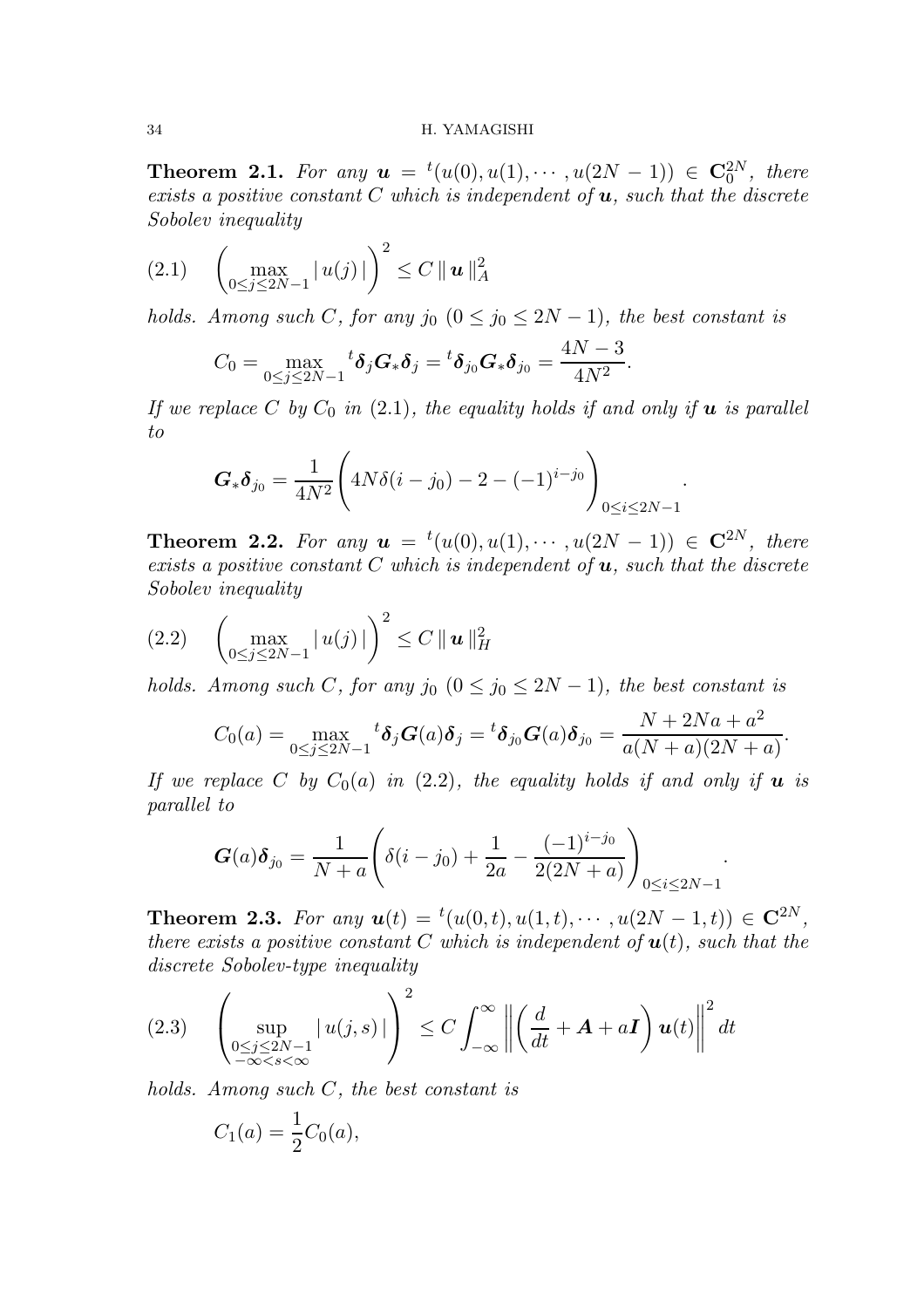**Theorem 2.1.** *For any* $\boldsymbol{u} = {}^t(u(0), u(1), \cdots, u(2N-1)) \in \mathbf{C}_0^{2N}$*, there exists a positive constant* $C$ *which is independent of* $\boldsymbol{u}$*, such that the discrete Sobolev inequality*

$$\left( \max_{0 \le j \le 2N-1} |\, u(j) \,| \right)^2 \le C \,\|\, \boldsymbol{u} \,\|_A^2 \tag{2.1}$$

*holds. Among such* $C$*, for any* $j_0$ $(0 \le j_0 \le 2N-1)$*, the best constant is*

$$C_0 = \max_{0 \le j \le 2N-1} {}^t\boldsymbol{\delta}_j \boldsymbol{G}_* \boldsymbol{\delta}_j = {}^t\boldsymbol{\delta}_{j_0} \boldsymbol{G}_* \boldsymbol{\delta}_{j_0} = \frac{4N-3}{4N^2}.$$

*If we replace* $C$ *by* $C_0$ *in* (2.1)*, the equality holds if and only if* $\boldsymbol{u}$ *is parallel to*

$$\boldsymbol{G}_* \boldsymbol{\delta}_{j_0} = \frac{1}{4N^2} \Bigg( 4N\delta(i-j_0) - 2 - (-1)^{i-j_0} \Bigg)_{0 \le i \le 2N-1}.$$

**Theorem 2.2.** *For any* $\boldsymbol{u} = {}^t(u(0), u(1), \cdots, u(2N-1)) \in \mathbf{C}^{2N}$*, there exists a positive constant* $C$ *which is independent of* $\boldsymbol{u}$*, such that the discrete Sobolev inequality*

$$\left( \max_{0 \le j \le 2N-1} |\, u(j) \,| \right)^2 \le C \,\|\, \boldsymbol{u} \,\|_H^2 \tag{2.2}$$

*holds. Among such* $C$*, for any* $j_0$ $(0 \le j_0 \le 2N-1)$*, the best constant is*

$$C_0(a) = \max_{0 \le j \le 2N-1} {}^t\boldsymbol{\delta}_j \boldsymbol{G}(a) \boldsymbol{\delta}_j = {}^t\boldsymbol{\delta}_{j_0} \boldsymbol{G}(a) \boldsymbol{\delta}_{j_0} = \frac{N + 2Na + a^2}{a(N+a)(2N+a)}.$$

*If we replace* $C$ *by* $C_0(a)$ *in* (2.2)*, the equality holds if and only if* $\boldsymbol{u}$ *is parallel to*

$$\boldsymbol{G}(a) \boldsymbol{\delta}_{j_0} = \frac{1}{N+a} \Bigg( \delta(i-j_0) + \frac{1}{2a} - \frac{(-1)^{i-j_0}}{2(2N+a)} \Bigg)_{0 \le i \le 2N-1}.$$

**Theorem 2.3.** *For any* $\boldsymbol{u}(t) = {}^t(u(0,t), u(1,t), \cdots, u(2N-1,t)) \in \mathbf{C}^{2N}$*, there exists a positive constant* $C$ *which is independent of* $\boldsymbol{u}(t)$*, such that the discrete Sobolev-type inequality*

$$\left( \sup_{\substack{0 \le j \le 2N-1 \\ -\infty < s < \infty}} |\, u(j,s) \,| \right)^2 \le C \int_{-\infty}^{\infty} \left\| \left( \frac{d}{dt} + \boldsymbol{A} + a\boldsymbol{I} \right) \boldsymbol{u}(t) \right\|^2 dt \tag{2.3}$$

*holds. Among such* $C$*, the best constant is*

$$C_1(a) = \frac{1}{2} C_0(a),$$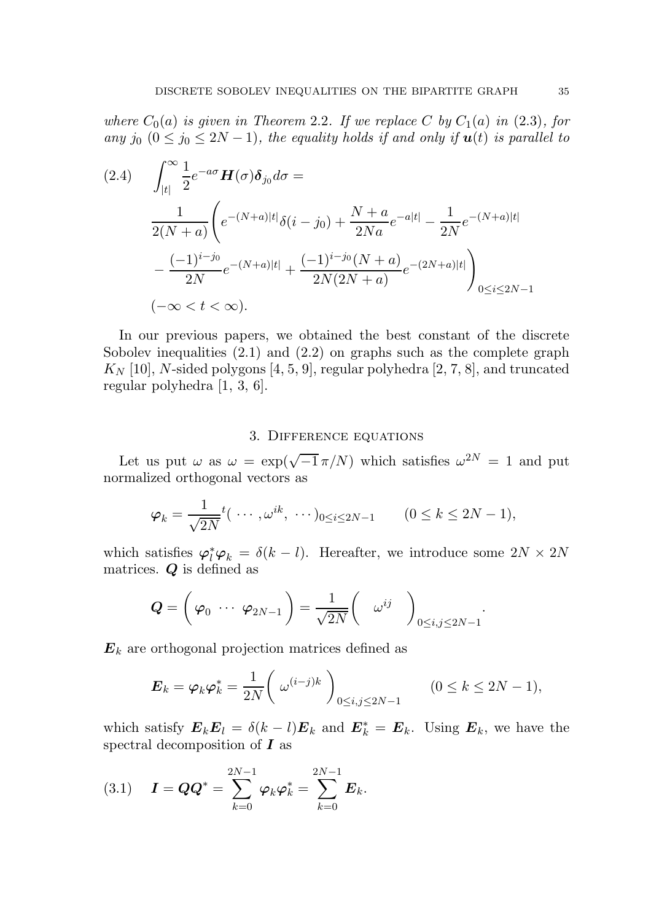*where $C_0(a)$ is given in Theorem 2.2. If we replace $C$ by $C_1(a)$ in (2.3), for any $j_0$ $(0 \leq j_0 \leq 2N-1)$, the equality holds if and only if $\boldsymbol{u}(t)$ is parallel to*

$$
\begin{aligned}
(2.4)\quad & \int_{|t|}^{\infty} \frac{1}{2} e^{-a\sigma} \boldsymbol{H}(\sigma) \boldsymbol{\delta}_{j_0} d\sigma = \\
& \frac{1}{2(N+a)} \Bigg( e^{-(N+a)|t|} \delta(i-j_0) + \frac{N+a}{2Na} e^{-a|t|} - \frac{1}{2N} e^{-(N+a)|t|} \\
& - \frac{(-1)^{i-j_0}}{2N} e^{-(N+a)|t|} + \frac{(-1)^{i-j_0}(N+a)}{2N(2N+a)} e^{-(2N+a)|t|} \Bigg)_{0 \leq i \leq 2N-1} \\
& (-\infty < t < \infty).
\end{aligned}
$$

In our previous papers, we obtained the best constant of the discrete Sobolev inequalities (2.1) and (2.2) on graphs such as the complete graph $K_N$ [10], $N$-sided polygons [4, 5, 9], regular polyhedra [2, 7, 8], and truncated regular polyhedra [1, 3, 6].

## 3. Difference equations

Let us put $\omega$ as $\omega = \exp(\sqrt{-1}\,\pi/N)$ which satisfies $\omega^{2N} = 1$ and put normalized orthogonal vectors as

$$
\boldsymbol{\varphi}_k = \frac{1}{\sqrt{2N}} {}^t(\, \cdots, \omega^{ik},\, \cdots)_{0 \leq i \leq 2N-1} \qquad (0 \leq k \leq 2N-1),
$$

which satisfies $\boldsymbol{\varphi}_l^* \boldsymbol{\varphi}_k = \delta(k-l)$. Hereafter, we introduce some $2N \times 2N$ matrices. $\boldsymbol{Q}$ is defined as

$$
\boldsymbol{Q} = \begin{pmatrix} \boldsymbol{\varphi}_0 & \cdots & \boldsymbol{\varphi}_{2N-1} \end{pmatrix} = \frac{1}{\sqrt{2N}} \begin{pmatrix} \omega^{ij} \end{pmatrix}_{0 \leq i,j \leq 2N-1}.
$$

$\boldsymbol{E}_k$ are orthogonal projection matrices defined as

$$
\boldsymbol{E}_k = \boldsymbol{\varphi}_k \boldsymbol{\varphi}_k^* = \frac{1}{2N} \begin{pmatrix} \omega^{(i-j)k} \end{pmatrix}_{0 \leq i,j \leq 2N-1} \qquad (0 \leq k \leq 2N-1),
$$

which satisfy $\boldsymbol{E}_k \boldsymbol{E}_l = \delta(k-l)\boldsymbol{E}_k$ and $\boldsymbol{E}_k^* = \boldsymbol{E}_k$. Using $\boldsymbol{E}_k$, we have the spectral decomposition of $\boldsymbol{I}$ as

$$
(3.1)\quad \boldsymbol{I} = \boldsymbol{Q}\boldsymbol{Q}^* = \sum_{k=0}^{2N-1} \boldsymbol{\varphi}_k \boldsymbol{\varphi}_k^* = \sum_{k=0}^{2N-1} \boldsymbol{E}_k.
$$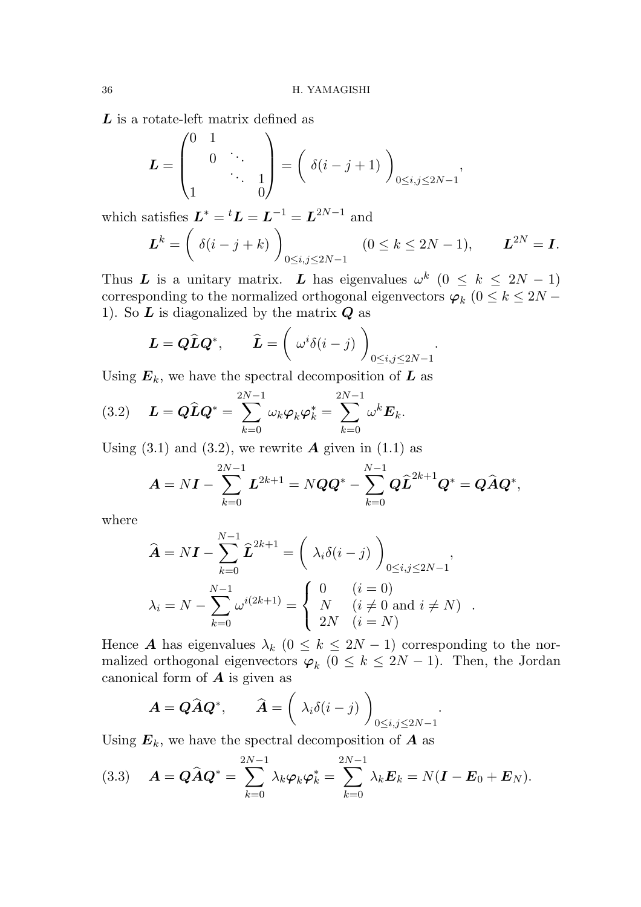$\boldsymbol{L}$ is a rotate-left matrix defined as

$$\boldsymbol{L} = \begin{pmatrix} 0 & 1 & & \\ & 0 & \ddots & \\ & & \ddots & 1 \\ 1 & & & 0 \end{pmatrix} = \left( \; \delta(i-j+1) \; \right)_{0 \le i,j \le 2N-1},$$

which satisfies $\boldsymbol{L}^* = {}^t\boldsymbol{L} = \boldsymbol{L}^{-1} = \boldsymbol{L}^{2N-1}$ and

$$\boldsymbol{L}^k = \left( \; \delta(i-j+k) \; \right)_{0 \le i,j \le 2N-1} \quad (0 \le k \le 2N-1), \qquad \boldsymbol{L}^{2N} = \boldsymbol{I}.$$

Thus $\boldsymbol{L}$ is a unitary matrix. $\boldsymbol{L}$ has eigenvalues $\omega^k$ $(0 \le k \le 2N-1)$ corresponding to the normalized orthogonal eigenvectors $\boldsymbol{\varphi}_k$ $(0 \le k \le 2N-1)$. So $\boldsymbol{L}$ is diagonalized by the matrix $\boldsymbol{Q}$ as

$$\boldsymbol{L} = \boldsymbol{Q}\widehat{\boldsymbol{L}}\boldsymbol{Q}^*, \qquad \widehat{\boldsymbol{L}} = \left( \; \omega^i \delta(i-j) \; \right)_{0 \le i,j \le 2N-1}.$$

Using $\boldsymbol{E}_k$, we have the spectral decomposition of $\boldsymbol{L}$ as

$$\text{(3.2)} \qquad \boldsymbol{L} = \boldsymbol{Q}\widehat{\boldsymbol{L}}\boldsymbol{Q}^* = \sum_{k=0}^{2N-1} \omega_k \boldsymbol{\varphi}_k \boldsymbol{\varphi}_k^* = \sum_{k=0}^{2N-1} \omega^k \boldsymbol{E}_k.$$

Using (3.1) and (3.2), we rewrite $\boldsymbol{A}$ given in (1.1) as

$$\boldsymbol{A} = N\boldsymbol{I} - \sum_{k=0}^{2N-1} \boldsymbol{L}^{2k+1} = N\boldsymbol{Q}\boldsymbol{Q}^* - \sum_{k=0}^{N-1} \boldsymbol{Q}\widehat{\boldsymbol{L}}^{2k+1}\boldsymbol{Q}^* = \boldsymbol{Q}\widehat{\boldsymbol{A}}\boldsymbol{Q}^*,$$

where

$$\widehat{\boldsymbol{A}} = N\boldsymbol{I} - \sum_{k=0}^{N-1} \widehat{\boldsymbol{L}}^{2k+1} = \left( \; \lambda_i \delta(i-j) \; \right)_{0 \le i,j \le 2N-1},$$

$$\lambda_i = N - \sum_{k=0}^{N-1} \omega^{i(2k+1)} = \begin{cases} 0 & (i = 0) \\ N & (i \ne 0 \text{ and } i \ne N) \\ 2N & (i = N) \end{cases}.$$

Hence $\boldsymbol{A}$ has eigenvalues $\lambda_k$ $(0 \le k \le 2N-1)$ corresponding to the normalized orthogonal eigenvectors $\boldsymbol{\varphi}_k$ $(0 \le k \le 2N-1)$. Then, the Jordan canonical form of $\boldsymbol{A}$ is given as

$$\boldsymbol{A} = \boldsymbol{Q}\widehat{\boldsymbol{A}}\boldsymbol{Q}^*, \qquad \widehat{\boldsymbol{A}} = \left( \; \lambda_i \delta(i-j) \; \right)_{0 \le i,j \le 2N-1}.$$

Using $\boldsymbol{E}_k$, we have the spectral decomposition of $\boldsymbol{A}$ as

$$\text{(3.3)} \qquad \boldsymbol{A} = \boldsymbol{Q}\widehat{\boldsymbol{A}}\boldsymbol{Q}^* = \sum_{k=0}^{2N-1} \lambda_k \boldsymbol{\varphi}_k \boldsymbol{\varphi}_k^* = \sum_{k=0}^{2N-1} \lambda_k \boldsymbol{E}_k = N(\boldsymbol{I} - \boldsymbol{E}_0 + \boldsymbol{E}_N).$$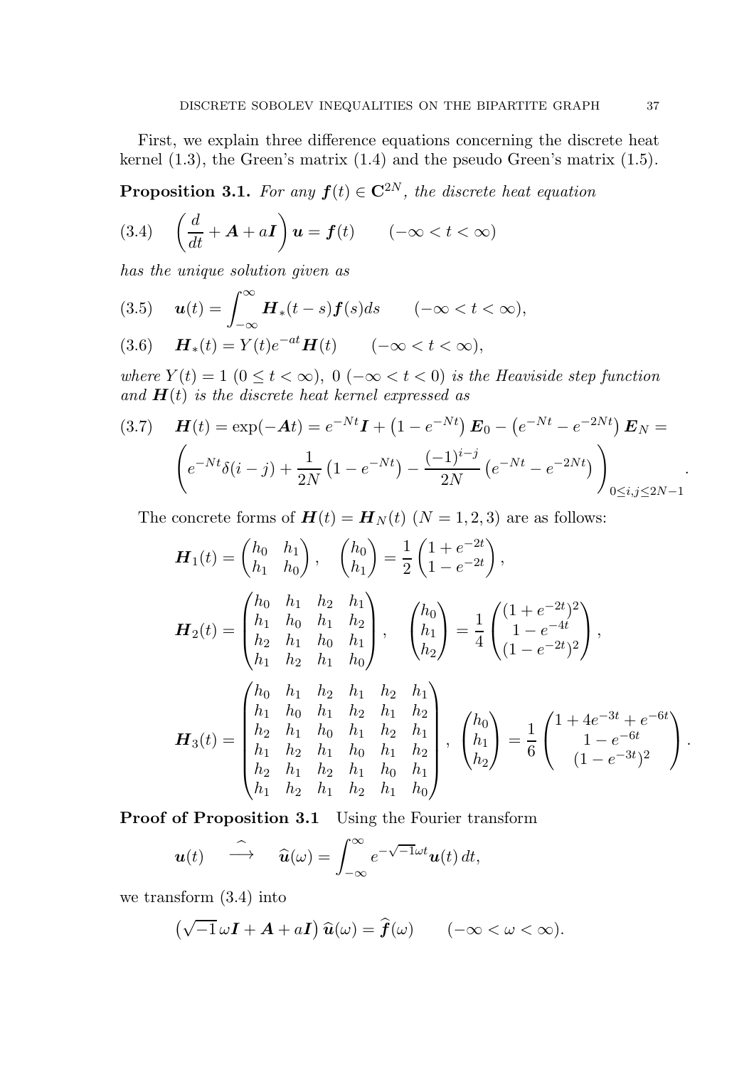First, we explain three difference equations concerning the discrete heat kernel (1.3), the Green's matrix (1.4) and the pseudo Green's matrix (1.5).

**Proposition 3.1.** *For any $\boldsymbol{f}(t) \in \mathbf{C}^{2N}$, the discrete heat equation*

$$
\left(\frac{d}{dt} + \boldsymbol{A} + a\boldsymbol{I}\right)\boldsymbol{u} = \boldsymbol{f}(t) \qquad (-\infty < t < \infty) \tag{3.4}
$$

*has the unique solution given as*

$$
\boldsymbol{u}(t) = \int_{-\infty}^{\infty} \boldsymbol{H}_*(t-s)\boldsymbol{f}(s)ds \qquad (-\infty < t < \infty), \tag{3.5}
$$

$$
\boldsymbol{H}_*(t) = Y(t)e^{-at}\boldsymbol{H}(t) \qquad (-\infty < t < \infty), \tag{3.6}
$$

*where $Y(t) = 1$ $(0 \le t < \infty)$, $0$ $(-\infty < t < 0)$ is the Heaviside step function and $\boldsymbol{H}(t)$ is the discrete heat kernel expressed as*

$$
\begin{aligned}
\boldsymbol{H}(t) = \exp(-\boldsymbol{A}t) &= e^{-Nt}\boldsymbol{I} + \left(1 - e^{-Nt}\right)\boldsymbol{E}_0 - \left(e^{-Nt} - e^{-2Nt}\right)\boldsymbol{E}_N = \\
&\left(e^{-Nt}\delta(i-j) + \frac{1}{2N}\left(1 - e^{-Nt}\right) - \frac{(-1)^{i-j}}{2N}\left(e^{-Nt} - e^{-2Nt}\right)\right)_{0 \le i,j \le 2N-1}.
\end{aligned} \tag{3.7}
$$

The concrete forms of $\boldsymbol{H}(t) = \boldsymbol{H}_N(t)$ $(N = 1, 2, 3)$ are as follows:

$$
\boldsymbol{H}_1(t) = \begin{pmatrix} h_0 & h_1 \\ h_1 & h_0 \end{pmatrix}, \quad \begin{pmatrix} h_0 \\ h_1 \end{pmatrix} = \frac{1}{2}\begin{pmatrix} 1 + e^{-2t} \\ 1 - e^{-2t} \end{pmatrix},
$$

$$
\boldsymbol{H}_2(t) = \begin{pmatrix} h_0 & h_1 & h_2 & h_1 \\ h_1 & h_0 & h_1 & h_2 \\ h_2 & h_1 & h_0 & h_1 \\ h_1 & h_2 & h_1 & h_0 \end{pmatrix}, \quad \begin{pmatrix} h_0 \\ h_1 \\ h_2 \end{pmatrix} = \frac{1}{4}\begin{pmatrix} (1 + e^{-2t})^2 \\ 1 - e^{-4t} \\ (1 - e^{-2t})^2 \end{pmatrix},
$$

$$
\boldsymbol{H}_3(t) = \begin{pmatrix} h_0 & h_1 & h_2 & h_1 & h_2 & h_1 \\ h_1 & h_0 & h_1 & h_2 & h_1 & h_2 \\ h_2 & h_1 & h_0 & h_1 & h_2 & h_1 \\ h_1 & h_2 & h_1 & h_0 & h_1 & h_2 \\ h_2 & h_1 & h_2 & h_1 & h_0 & h_1 \\ h_1 & h_2 & h_1 & h_2 & h_1 & h_0 \end{pmatrix}, \quad \begin{pmatrix} h_0 \\ h_1 \\ h_2 \end{pmatrix} = \frac{1}{6}\begin{pmatrix} 1 + 4e^{-3t} + e^{-6t} \\ 1 - e^{-6t} \\ (1 - e^{-3t})^2 \end{pmatrix}.
$$

**Proof of Proposition 3.1** Using the Fourier transform

$$
\boldsymbol{u}(t) \quad \overset{\widehat{\phantom{x}}}{\longrightarrow} \quad \widehat{\boldsymbol{u}}(\omega) = \int_{-\infty}^{\infty} e^{-\sqrt{-1}\omega t}\boldsymbol{u}(t)\,dt,
$$

we transform (3.4) into

$$
\left(\sqrt{-1}\,\omega\boldsymbol{I} + \boldsymbol{A} + a\boldsymbol{I}\right)\widehat{\boldsymbol{u}}(\omega) = \widehat{\boldsymbol{f}}(\omega) \qquad (-\infty < \omega < \infty).
$$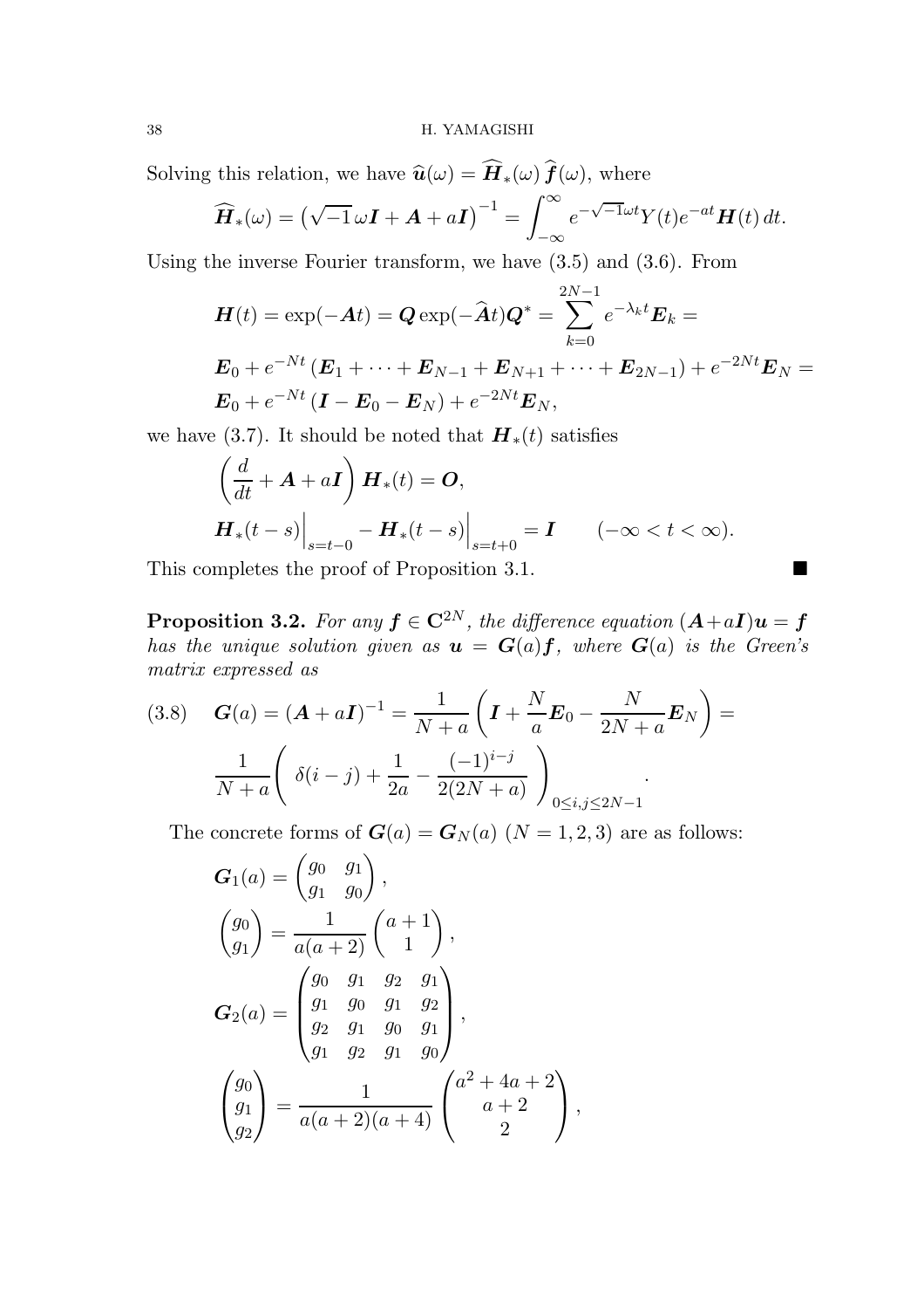Solving this relation, we have $\widehat{\boldsymbol{u}}(\omega) = \widehat{\boldsymbol{H}}_*(\omega)\,\widehat{\boldsymbol{f}}(\omega)$, where

$$\widehat{\boldsymbol{H}}_*(\omega) = \left(\sqrt{-1}\,\omega\boldsymbol{I} + \boldsymbol{A} + a\boldsymbol{I}\right)^{-1} = \int_{-\infty}^{\infty} e^{-\sqrt{-1}\omega t} Y(t) e^{-at} \boldsymbol{H}(t)\,dt.$$

Using the inverse Fourier transform, we have (3.5) and (3.6). From

$$\boldsymbol{H}(t) = \exp(-\boldsymbol{A}t) = \boldsymbol{Q}\exp(-\widehat{\boldsymbol{A}}t)\boldsymbol{Q}^* = \sum_{k=0}^{2N-1} e^{-\lambda_k t}\boldsymbol{E}_k =$$

$$\boldsymbol{E}_0 + e^{-Nt}\left(\boldsymbol{E}_1 + \cdots + \boldsymbol{E}_{N-1} + \boldsymbol{E}_{N+1} + \cdots + \boldsymbol{E}_{2N-1}\right) + e^{-2Nt}\boldsymbol{E}_N =$$

$$\boldsymbol{E}_0 + e^{-Nt}\left(\boldsymbol{I} - \boldsymbol{E}_0 - \boldsymbol{E}_N\right) + e^{-2Nt}\boldsymbol{E}_N,$$

we have (3.7). It should be noted that $\boldsymbol{H}_*(t)$ satisfies

$$\left(\frac{d}{dt} + \boldsymbol{A} + a\boldsymbol{I}\right)\boldsymbol{H}_*(t) = \boldsymbol{O},$$

$$\boldsymbol{H}_*(t-s)\Big|_{s=t-0} - \boldsymbol{H}_*(t-s)\Big|_{s=t+0} = \boldsymbol{I} \qquad (-\infty < t < \infty).$$

This completes the proof of Proposition 3.1. ∎

**Proposition 3.2.** *For any $\boldsymbol{f} \in \mathbf{C}^{2N}$, the difference equation $(\boldsymbol{A}+a\boldsymbol{I})\boldsymbol{u} = \boldsymbol{f}$ has the unique solution given as $\boldsymbol{u} = \boldsymbol{G}(a)\boldsymbol{f}$, where $\boldsymbol{G}(a)$ is the Green's matrix expressed as*

$$\boldsymbol{G}(a) = (\boldsymbol{A}+a\boldsymbol{I})^{-1} = \frac{1}{N+a}\left(\boldsymbol{I} + \frac{N}{a}\boldsymbol{E}_0 - \frac{N}{2N+a}\boldsymbol{E}_N\right) = \tag{3.8}$$

$$\frac{1}{N+a}\left(\ \delta(i-j) + \frac{1}{2a} - \frac{(-1)^{i-j}}{2(2N+a)}\ \right)_{0\le i,j\le 2N-1}.$$

The concrete forms of $\boldsymbol{G}(a) = \boldsymbol{G}_N(a)$ $(N = 1,2,3)$ are as follows:

$$\boldsymbol{G}_1(a) = \begin{pmatrix} g_0 & g_1 \\ g_1 & g_0 \end{pmatrix},$$

$$\begin{pmatrix} g_0 \\ g_1 \end{pmatrix} = \frac{1}{a(a+2)}\begin{pmatrix} a+1 \\ 1 \end{pmatrix},$$

$$\boldsymbol{G}_2(a) = \begin{pmatrix} g_0 & g_1 & g_2 & g_1 \\ g_1 & g_0 & g_1 & g_2 \\ g_2 & g_1 & g_0 & g_1 \\ g_1 & g_2 & g_1 & g_0 \end{pmatrix},$$

$$\begin{pmatrix} g_0 \\ g_1 \\ g_2 \end{pmatrix} = \frac{1}{a(a+2)(a+4)}\begin{pmatrix} a^2+4a+2 \\ a+2 \\ 2 \end{pmatrix},$$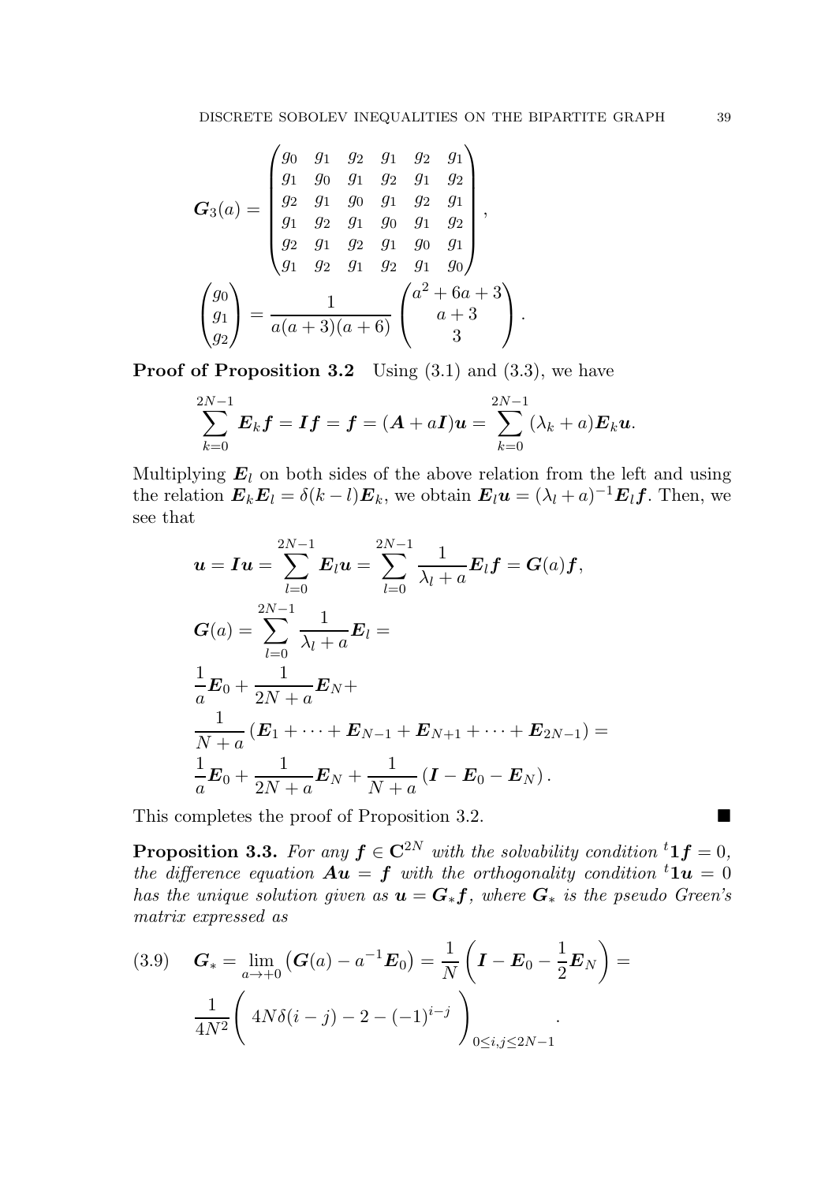$$
\boldsymbol{G}_3(a) = \begin{pmatrix} g_0 & g_1 & g_2 & g_1 & g_2 & g_1 \\ g_1 & g_0 & g_1 & g_2 & g_1 & g_2 \\ g_2 & g_1 & g_0 & g_1 & g_2 & g_1 \\ g_1 & g_2 & g_1 & g_0 & g_1 & g_2 \\ g_2 & g_1 & g_2 & g_1 & g_0 & g_1 \\ g_1 & g_2 & g_1 & g_2 & g_1 & g_0 \end{pmatrix},
$$

$$
\begin{pmatrix} g_0 \\ g_1 \\ g_2 \end{pmatrix} = \frac{1}{a(a+3)(a+6)} \begin{pmatrix} a^2+6a+3 \\ a+3 \\ 3 \end{pmatrix}.
$$

**Proof of Proposition 3.2** Using (3.1) and (3.3), we have

$$
\sum_{k=0}^{2N-1} \boldsymbol{E}_k \boldsymbol{f} = \boldsymbol{I}\boldsymbol{f} = \boldsymbol{f} = (\boldsymbol{A} + a\boldsymbol{I})\boldsymbol{u} = \sum_{k=0}^{2N-1} (\lambda_k + a)\boldsymbol{E}_k \boldsymbol{u}.
$$

Multiplying $\boldsymbol{E}_l$ on both sides of the above relation from the left and using the relation $\boldsymbol{E}_k\boldsymbol{E}_l = \delta(k-l)\boldsymbol{E}_k$, we obtain $\boldsymbol{E}_l\boldsymbol{u} = (\lambda_l + a)^{-1}\boldsymbol{E}_l\boldsymbol{f}$. Then, we see that

$$
\begin{aligned}
&\boldsymbol{u} = \boldsymbol{I}\boldsymbol{u} = \sum_{l=0}^{2N-1} \boldsymbol{E}_l \boldsymbol{u} = \sum_{l=0}^{2N-1} \frac{1}{\lambda_l + a} \boldsymbol{E}_l \boldsymbol{f} = \boldsymbol{G}(a)\boldsymbol{f}, \\
&\boldsymbol{G}(a) = \sum_{l=0}^{2N-1} \frac{1}{\lambda_l + a} \boldsymbol{E}_l = \\
&\frac{1}{a}\boldsymbol{E}_0 + \frac{1}{2N+a}\boldsymbol{E}_N + \\
&\frac{1}{N+a}\left(\boldsymbol{E}_1 + \cdots + \boldsymbol{E}_{N-1} + \boldsymbol{E}_{N+1} + \cdots + \boldsymbol{E}_{2N-1}\right) = \\
&\frac{1}{a}\boldsymbol{E}_0 + \frac{1}{2N+a}\boldsymbol{E}_N + \frac{1}{N+a}\left(\boldsymbol{I} - \boldsymbol{E}_0 - \boldsymbol{E}_N\right).
\end{aligned}
$$

This completes the proof of Proposition 3.2. ■

**Proposition 3.3.** *For any $\boldsymbol{f} \in \mathbf{C}^{2N}$ with the solvability condition ${}^t\boldsymbol{1}\boldsymbol{f} = 0$, the difference equation $\boldsymbol{A}\boldsymbol{u} = \boldsymbol{f}$ with the orthogonality condition ${}^t\boldsymbol{1}\boldsymbol{u} = 0$ has the unique solution given as $\boldsymbol{u} = \boldsymbol{G}_*\boldsymbol{f}$, where $\boldsymbol{G}_*$ is the pseudo Green's matrix expressed as*

$$
\begin{aligned}
(3.9)\quad &\boldsymbol{G}_* = \lim_{a \to +0}\left(\boldsymbol{G}(a) - a^{-1}\boldsymbol{E}_0\right) = \frac{1}{N}\left(\boldsymbol{I} - \boldsymbol{E}_0 - \frac{1}{2}\boldsymbol{E}_N\right) = \\
&\frac{1}{4N^2}\Bigg(\ 4N\delta(i-j) - 2 - (-1)^{i-j}\ \Bigg)_{0 \le i,j \le 2N-1}.
\end{aligned}
$$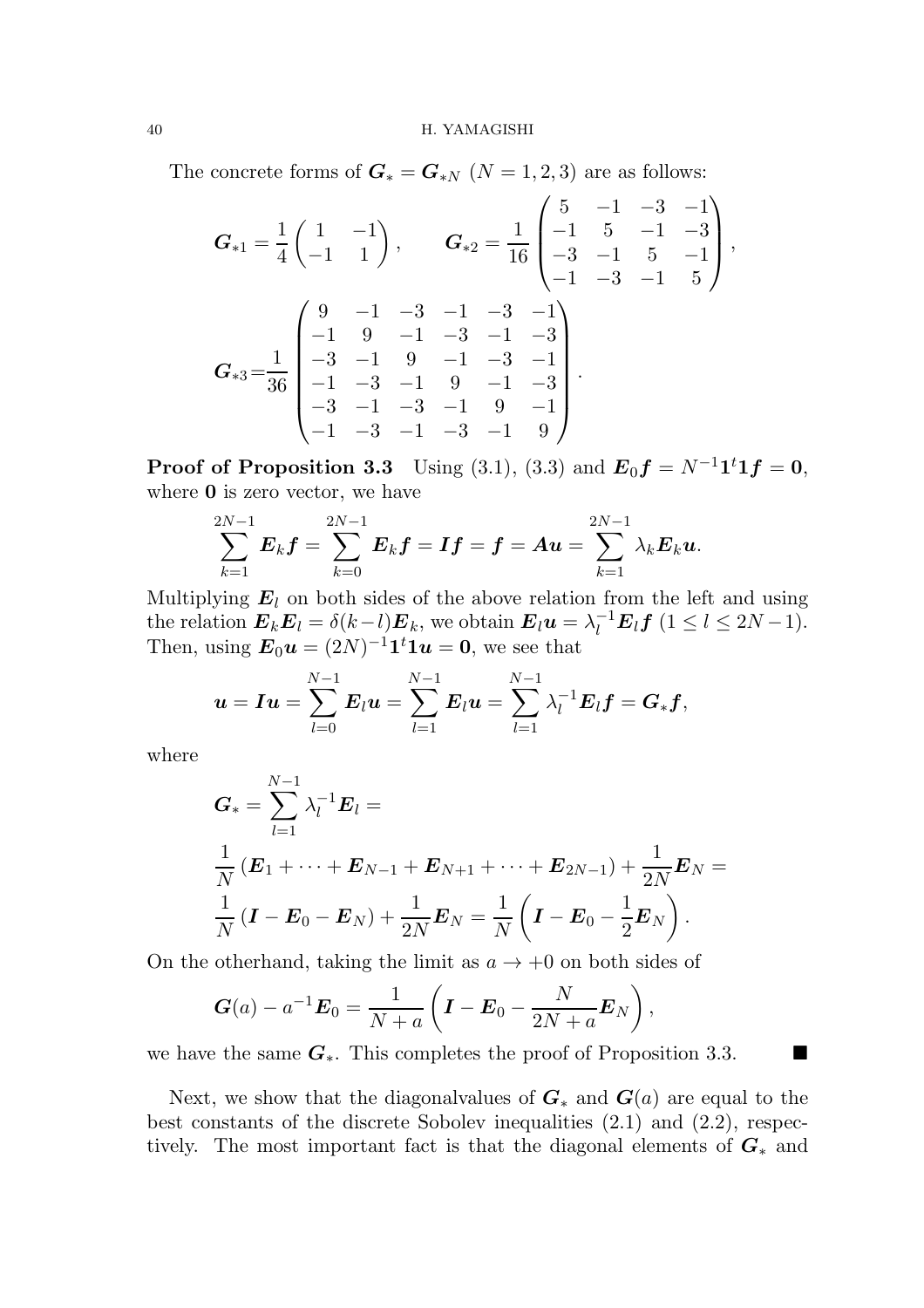The concrete forms of $\boldsymbol{G}_* = \boldsymbol{G}_{*N}$ $(N = 1, 2, 3)$ are as follows:

$$
\boldsymbol{G}_{*1} = \frac{1}{4}\begin{pmatrix} 1 & -1 \\ -1 & 1 \end{pmatrix}, \qquad \boldsymbol{G}_{*2} = \frac{1}{16}\begin{pmatrix} 5 & -1 & -3 & -1 \\ -1 & 5 & -1 & -3 \\ -3 & -1 & 5 & -1 \\ -1 & -3 & -1 & 5 \end{pmatrix},
$$

$$
\boldsymbol{G}_{*3} = \frac{1}{36}\begin{pmatrix} 9 & -1 & -3 & -1 & -3 & -1 \\ -1 & 9 & -1 & -3 & -1 & -3 \\ -3 & -1 & 9 & -1 & -3 & -1 \\ -1 & -3 & -1 & 9 & -1 & -3 \\ -3 & -1 & -3 & -1 & 9 & -1 \\ -1 & -3 & -1 & -3 & -1 & 9 \end{pmatrix}.
$$

**Proof of Proposition 3.3** Using (3.1), (3.3) and $\boldsymbol{E}_0 \boldsymbol{f} = N^{-1}\boldsymbol{1}^t\boldsymbol{1}\boldsymbol{f} = \boldsymbol{0}$, where $\boldsymbol{0}$ is zero vector, we have

$$
\sum_{k=1}^{2N-1} \boldsymbol{E}_k \boldsymbol{f} = \sum_{k=0}^{2N-1} \boldsymbol{E}_k \boldsymbol{f} = \boldsymbol{I}\boldsymbol{f} = \boldsymbol{f} = \boldsymbol{A}\boldsymbol{u} = \sum_{k=1}^{2N-1} \lambda_k \boldsymbol{E}_k \boldsymbol{u}.
$$

Multiplying $\boldsymbol{E}_l$ on both sides of the above relation from the left and using the relation $\boldsymbol{E}_k\boldsymbol{E}_l = \delta(k-l)\boldsymbol{E}_k$, we obtain $\boldsymbol{E}_l\boldsymbol{u} = \lambda_l^{-1}\boldsymbol{E}_l\boldsymbol{f}$ $(1 \leq l \leq 2N-1)$. Then, using $\boldsymbol{E}_0\boldsymbol{u} = (2N)^{-1}\boldsymbol{1}^t\boldsymbol{1}\boldsymbol{u} = \boldsymbol{0}$, we see that

$$
\boldsymbol{u} = \boldsymbol{I}\boldsymbol{u} = \sum_{l=0}^{N-1} \boldsymbol{E}_l \boldsymbol{u} = \sum_{l=1}^{N-1} \boldsymbol{E}_l \boldsymbol{u} = \sum_{l=1}^{N-1} \lambda_l^{-1} \boldsymbol{E}_l \boldsymbol{f} = \boldsymbol{G}_* \boldsymbol{f},
$$

where

$$
\begin{aligned}
&\boldsymbol{G}_* = \sum_{l=1}^{N-1} \lambda_l^{-1} \boldsymbol{E}_l = \\
&\frac{1}{N}\left(\boldsymbol{E}_1 + \cdots + \boldsymbol{E}_{N-1} + \boldsymbol{E}_{N+1} + \cdots + \boldsymbol{E}_{2N-1}\right) + \frac{1}{2N}\boldsymbol{E}_N = \\
&\frac{1}{N}\left(\boldsymbol{I} - \boldsymbol{E}_0 - \boldsymbol{E}_N\right) + \frac{1}{2N}\boldsymbol{E}_N = \frac{1}{N}\left(\boldsymbol{I} - \boldsymbol{E}_0 - \frac{1}{2}\boldsymbol{E}_N\right).
\end{aligned}
$$

On the otherhand, taking the limit as $a \to +0$ on both sides of

$$
\boldsymbol{G}(a) - a^{-1}\boldsymbol{E}_0 = \frac{1}{N+a}\left(\boldsymbol{I} - \boldsymbol{E}_0 - \frac{N}{2N+a}\boldsymbol{E}_N\right),
$$

we have the same $\boldsymbol{G}_*$. This completes the proof of Proposition 3.3. ■

Next, we show that the diagonalvalues of $\boldsymbol{G}_*$ and $\boldsymbol{G}(a)$ are equal to the best constants of the discrete Sobolev inequalities (2.1) and (2.2), respectively. The most important fact is that the diagonal elements of $\boldsymbol{G}_*$ and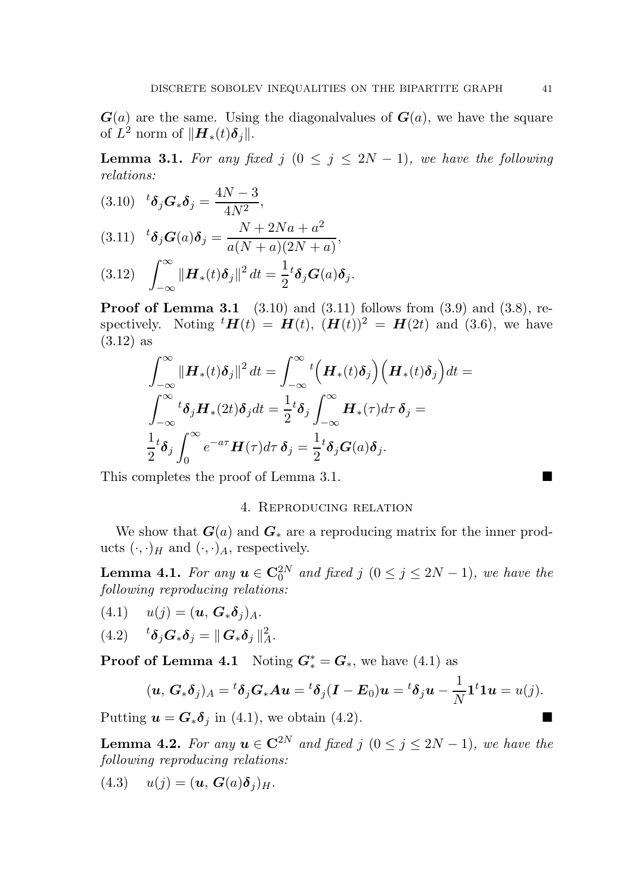$\boldsymbol{G}(a)$ are the same. Using the diagonalvalues of $\boldsymbol{G}(a)$, we have the square of $L^2$ norm of $\|\boldsymbol{H}_*(t)\boldsymbol{\delta}_j\|$.

**Lemma 3.1.** *For any fixed $j$ $(0 \le j \le 2N-1)$, we have the following relations:*

$$
{}^t\boldsymbol{\delta}_j \boldsymbol{G}_* \boldsymbol{\delta}_j = \frac{4N-3}{4N^2}, \tag{3.10}
$$

$$
{}^t\boldsymbol{\delta}_j \boldsymbol{G}(a) \boldsymbol{\delta}_j = \frac{N+2Na+a^2}{a(N+a)(2N+a)}, \tag{3.11}
$$

$$
\int_{-\infty}^{\infty} \|\boldsymbol{H}_*(t)\boldsymbol{\delta}_j\|^2\,dt = \frac{1}{2}{}^t\boldsymbol{\delta}_j \boldsymbol{G}(a)\boldsymbol{\delta}_j. \tag{3.12}
$$

**Proof of Lemma 3.1** (3.10) and (3.11) follows from (3.9) and (3.8), respectively. Noting ${}^t\boldsymbol{H}(t) = \boldsymbol{H}(t)$, $(\boldsymbol{H}(t))^2 = \boldsymbol{H}(2t)$ and (3.6), we have (3.12) as

$$
\int_{-\infty}^{\infty} \|\boldsymbol{H}_*(t)\boldsymbol{\delta}_j\|^2\,dt = \int_{-\infty}^{\infty} {}^t\Big(\boldsymbol{H}_*(t)\boldsymbol{\delta}_j\Big)\Big(\boldsymbol{H}_*(t)\boldsymbol{\delta}_j\Big)dt =
$$

$$
\int_{-\infty}^{\infty} {}^t\boldsymbol{\delta}_j \boldsymbol{H}_*(2t)\boldsymbol{\delta}_j dt = \frac{1}{2}{}^t\boldsymbol{\delta}_j \int_{-\infty}^{\infty} \boldsymbol{H}_*(\tau)d\tau\, \boldsymbol{\delta}_j =
$$

$$
\frac{1}{2}{}^t\boldsymbol{\delta}_j \int_{0}^{\infty} e^{-a\tau}\boldsymbol{H}(\tau)d\tau\, \boldsymbol{\delta}_j = \frac{1}{2}{}^t\boldsymbol{\delta}_j \boldsymbol{G}(a)\boldsymbol{\delta}_j.
$$

This completes the proof of Lemma 3.1. ■

## 4. Reproducing relation

We show that $\boldsymbol{G}(a)$ and $\boldsymbol{G}_*$ are a reproducing matrix for the inner products $(\cdot,\cdot)_H$ and $(\cdot,\cdot)_A$, respectively.

**Lemma 4.1.** *For any $\boldsymbol{u} \in \mathbf{C}_0^{2N}$ and fixed $j$ $(0 \le j \le 2N-1)$, we have the following reproducing relations:*

$$
u(j) = (\boldsymbol{u},\, \boldsymbol{G}_*\boldsymbol{\delta}_j)_A. \tag{4.1}
$$

$$
{}^t\boldsymbol{\delta}_j \boldsymbol{G}_* \boldsymbol{\delta}_j = \|\, \boldsymbol{G}_*\boldsymbol{\delta}_j\,\|_A^2. \tag{4.2}
$$

**Proof of Lemma 4.1** Noting $\boldsymbol{G}_*^* = \boldsymbol{G}_*$, we have (4.1) as

$$
(\boldsymbol{u},\, \boldsymbol{G}_*\boldsymbol{\delta}_j)_A = {}^t\boldsymbol{\delta}_j \boldsymbol{G}_* \boldsymbol{A}\boldsymbol{u} = {}^t\boldsymbol{\delta}_j(\boldsymbol{I}-\boldsymbol{E}_0)\boldsymbol{u} = {}^t\boldsymbol{\delta}_j\boldsymbol{u} - \frac{1}{N}\mathbf{1}{}^t\mathbf{1}\boldsymbol{u} = u(j).
$$

Putting $\boldsymbol{u} = \boldsymbol{G}_*\boldsymbol{\delta}_j$ in (4.1), we obtain (4.2). ■

**Lemma 4.2.** *For any $\boldsymbol{u} \in \mathbf{C}^{2N}$ and fixed $j$ $(0 \le j \le 2N-1)$, we have the following reproducing relations:*

$$
u(j) = (\boldsymbol{u},\, \boldsymbol{G}(a)\boldsymbol{\delta}_j)_H. \tag{4.3}
$$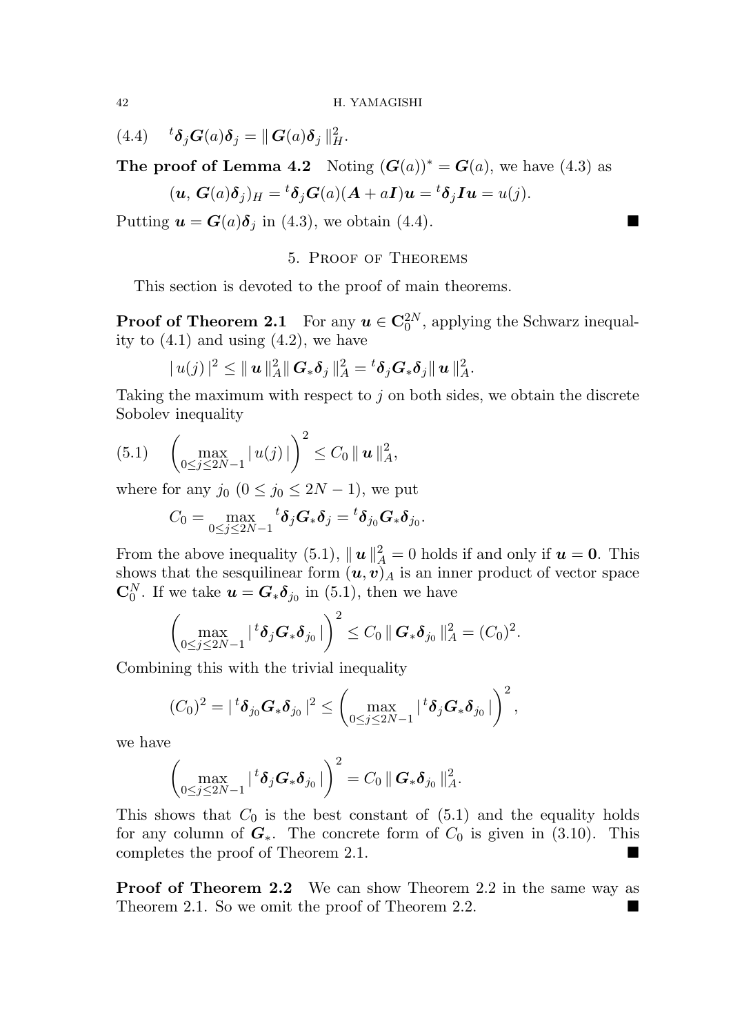$$(4.4) \quad {}^t\boldsymbol{\delta}_j \boldsymbol{G}(a)\boldsymbol{\delta}_j = \|\, \boldsymbol{G}(a)\boldsymbol{\delta}_j \,\|_H^2.$$

**The proof of Lemma 4.2** Noting $(\boldsymbol{G}(a))^* = \boldsymbol{G}(a)$, we have (4.3) as

$$(\boldsymbol{u},\, \boldsymbol{G}(a)\boldsymbol{\delta}_j)_H = {}^t\boldsymbol{\delta}_j \boldsymbol{G}(a)(\boldsymbol{A} + a\boldsymbol{I})\boldsymbol{u} = {}^t\boldsymbol{\delta}_j \boldsymbol{I}\boldsymbol{u} = u(j).$$

Putting $\boldsymbol{u} = \boldsymbol{G}(a)\boldsymbol{\delta}_j$ in (4.3), we obtain (4.4). ∎

## 5. Proof of Theorems

This section is devoted to the proof of main theorems.

**Proof of Theorem 2.1** For any $\boldsymbol{u} \in \mathbf{C}_0^{2N}$, applying the Schwarz inequality to (4.1) and using (4.2), we have

$$|\, u(j)\,|^2 \le \|\, \boldsymbol{u}\,\|_A^2 \|\, \boldsymbol{G}_* \boldsymbol{\delta}_j \,\|_A^2 = {}^t\boldsymbol{\delta}_j \boldsymbol{G}_* \boldsymbol{\delta}_j \|\, \boldsymbol{u}\,\|_A^2.$$

Taking the maximum with respect to $j$ on both sides, we obtain the discrete Sobolev inequality

$$(5.1) \quad \left( \max_{0 \le j \le 2N-1} |\, u(j)\,| \right)^2 \le C_0 \,\|\, \boldsymbol{u}\,\|_A^2,$$

where for any $j_0$ $(0 \le j_0 \le 2N-1)$, we put

$$C_0 = \max_{0 \le j \le 2N-1} {}^t\boldsymbol{\delta}_j \boldsymbol{G}_* \boldsymbol{\delta}_j = {}^t\boldsymbol{\delta}_{j_0} \boldsymbol{G}_* \boldsymbol{\delta}_{j_0}.$$

From the above inequality (5.1), $\|\, \boldsymbol{u}\,\|_A^2 = 0$ holds if and only if $\boldsymbol{u} = \boldsymbol{0}$. This shows that the sesquilinear form $(\boldsymbol{u}, \boldsymbol{v})_A$ is an inner product of vector space $\mathbf{C}_0^N$. If we take $\boldsymbol{u} = \boldsymbol{G}_* \boldsymbol{\delta}_{j_0}$ in (5.1), then we have

$$\left( \max_{0 \le j \le 2N-1} |\, {}^t\boldsymbol{\delta}_j \boldsymbol{G}_* \boldsymbol{\delta}_{j_0} \,| \right)^2 \le C_0 \,\|\, \boldsymbol{G}_* \boldsymbol{\delta}_{j_0} \,\|_A^2 = (C_0)^2.$$

Combining this with the trivial inequality

$$(C_0)^2 = |\, {}^t\boldsymbol{\delta}_{j_0} \boldsymbol{G}_* \boldsymbol{\delta}_{j_0} \,|^2 \le \left( \max_{0 \le j \le 2N-1} |\, {}^t\boldsymbol{\delta}_j \boldsymbol{G}_* \boldsymbol{\delta}_{j_0} \,| \right)^2,$$

we have

$$\left( \max_{0 \le j \le 2N-1} |\, {}^t\boldsymbol{\delta}_j \boldsymbol{G}_* \boldsymbol{\delta}_{j_0} \,| \right)^2 = C_0 \,\|\, \boldsymbol{G}_* \boldsymbol{\delta}_{j_0} \,\|_A^2.$$

This shows that $C_0$ is the best constant of (5.1) and the equality holds for any column of $\boldsymbol{G}_*$. The concrete form of $C_0$ is given in (3.10). This completes the proof of Theorem 2.1. ∎

**Proof of Theorem 2.2** We can show Theorem 2.2 in the same way as Theorem 2.1. So we omit the proof of Theorem 2.2. ∎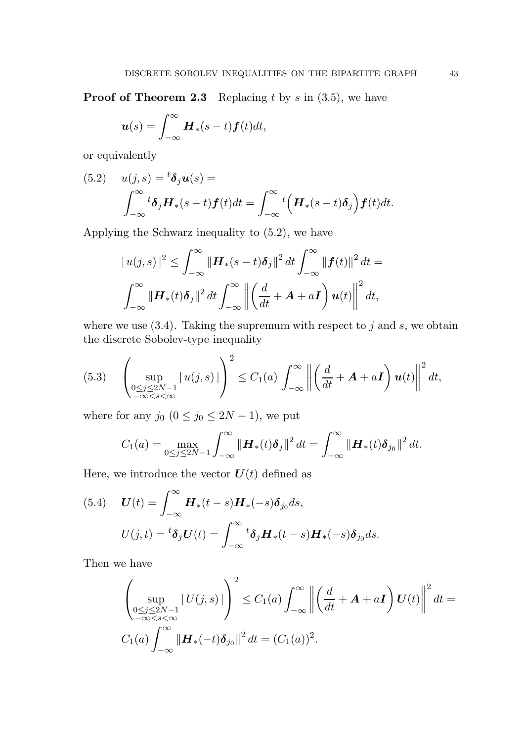**Proof of Theorem 2.3** Replacing $t$ by $s$ in (3.5), we have

$$\boldsymbol{u}(s) = \int_{-\infty}^{\infty} \boldsymbol{H}_*(s-t)\boldsymbol{f}(t)dt,$$

or equivalently

$$(5.2)\quad u(j,s) = {}^t\boldsymbol{\delta}_j \boldsymbol{u}(s) = \int_{-\infty}^{\infty} {}^t\boldsymbol{\delta}_j \boldsymbol{H}_*(s-t)\boldsymbol{f}(t)dt = \int_{-\infty}^{\infty} {}^t\Big(\boldsymbol{H}_*(s-t)\boldsymbol{\delta}_j\Big)\boldsymbol{f}(t)dt.$$

Applying the Schwarz inequality to (5.2), we have

$$|\, u(j,s)\,|^2 \leq \int_{-\infty}^{\infty} \|\boldsymbol{H}_*(s-t)\boldsymbol{\delta}_j\|^2\, dt \int_{-\infty}^{\infty} \|\boldsymbol{f}(t)\|^2\, dt = \int_{-\infty}^{\infty} \|\boldsymbol{H}_*(t)\boldsymbol{\delta}_j\|^2\, dt \int_{-\infty}^{\infty} \left\| \left(\frac{d}{dt} + \boldsymbol{A} + a\boldsymbol{I}\right)\boldsymbol{u}(t)\right\|^2 dt,$$

where we use (3.4). Taking the supremum with respect to $j$ and $s$, we obtain the discrete Sobolev-type inequality

$$(5.3)\quad \left(\sup_{\substack{0\leq j\leq 2N-1\\ -\infty<s<\infty}} |\, u(j,s)\,|\right)^2 \leq C_1(a) \int_{-\infty}^{\infty} \left\| \left(\frac{d}{dt} + \boldsymbol{A} + a\boldsymbol{I}\right)\boldsymbol{u}(t)\right\|^2 dt,$$

where for any $j_0$ $(0 \leq j_0 \leq 2N-1)$, we put

$$C_1(a) = \max_{0\leq j\leq 2N-1} \int_{-\infty}^{\infty} \|\boldsymbol{H}_*(t)\boldsymbol{\delta}_j\|^2\, dt = \int_{-\infty}^{\infty} \|\boldsymbol{H}_*(t)\boldsymbol{\delta}_{j_0}\|^2\, dt.$$

Here, we introduce the vector $\boldsymbol{U}(t)$ defined as

$$(5.4)\quad \boldsymbol{U}(t) = \int_{-\infty}^{\infty} \boldsymbol{H}_*(t-s)\boldsymbol{H}_*(-s)\boldsymbol{\delta}_{j_0} ds,$$

$$U(j,t) = {}^t\boldsymbol{\delta}_j \boldsymbol{U}(t) = \int_{-\infty}^{\infty} {}^t\boldsymbol{\delta}_j \boldsymbol{H}_*(t-s)\boldsymbol{H}_*(-s)\boldsymbol{\delta}_{j_0} ds.$$

Then we have

$$\left(\sup_{\substack{0\leq j\leq 2N-1\\ -\infty<s<\infty}} |\, U(j,s)\,|\right)^2 \leq C_1(a) \int_{-\infty}^{\infty} \left\| \left(\frac{d}{dt} + \boldsymbol{A} + a\boldsymbol{I}\right)\boldsymbol{U}(t)\right\|^2 dt = C_1(a) \int_{-\infty}^{\infty} \|\boldsymbol{H}_*(-t)\boldsymbol{\delta}_{j_0}\|^2\, dt = (C_1(a))^2.$$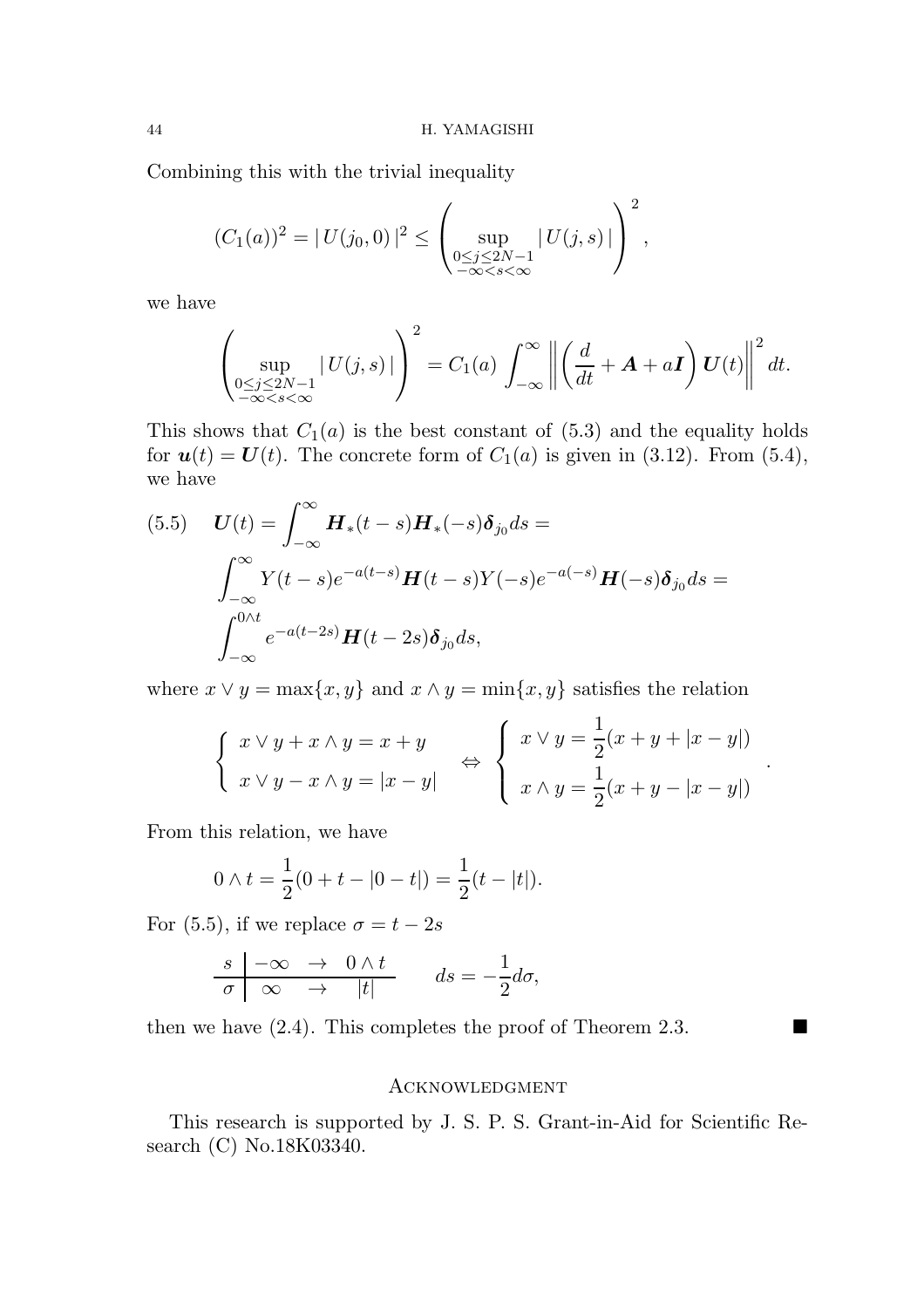Combining this with the trivial inequality

$$(C_1(a))^2 = |\,U(j_0, 0)\,|^2 \le \left( \sup_{\substack{0 \le j \le 2N-1 \\ -\infty < s < \infty}} |\,U(j,s)\,| \right)^2,$$

we have

$$\left( \sup_{\substack{0 \le j \le 2N-1 \\ -\infty < s < \infty}} |\,U(j,s)\,| \right)^2 = C_1(a) \int_{-\infty}^{\infty} \left\| \left( \frac{d}{dt} + \boldsymbol{A} + a\boldsymbol{I} \right) \boldsymbol{U}(t) \right\|^2 dt.$$

This shows that $C_1(a)$ is the best constant of (5.3) and the equality holds for $\boldsymbol{u}(t) = \boldsymbol{U}(t)$. The concrete form of $C_1(a)$ is given in (3.12). From (5.4), we have

$$\begin{aligned}
(5.5) \qquad \boldsymbol{U}(t) &= \int_{-\infty}^{\infty} \boldsymbol{H}_*(t-s)\boldsymbol{H}_*(-s)\boldsymbol{\delta}_{j_0} ds = \\
&\int_{-\infty}^{\infty} Y(t-s)e^{-a(t-s)}\boldsymbol{H}(t-s)Y(-s)e^{-a(-s)}\boldsymbol{H}(-s)\boldsymbol{\delta}_{j_0} ds = \\
&\int_{-\infty}^{0 \wedge t} e^{-a(t-2s)}\boldsymbol{H}(t-2s)\boldsymbol{\delta}_{j_0} ds,
\end{aligned}$$

where $x \vee y = \max\{x, y\}$ and $x \wedge y = \min\{x, y\}$ satisfies the relation

$$\left\{ \begin{array}{l} x \vee y + x \wedge y = x + y \\ x \vee y - x \wedge y = |x-y| \end{array} \right. \quad \Leftrightarrow \quad \left\{ \begin{array}{l} x \vee y = \dfrac{1}{2}(x + y + |x-y|) \\ x \wedge y = \dfrac{1}{2}(x + y - |x-y|) \end{array} \right. .$$

From this relation, we have

$$0 \wedge t = \frac{1}{2}(0 + t - |0-t|) = \frac{1}{2}(t - |t|).$$

For (5.5), if we replace $\sigma = t - 2s$

$$\begin{array}{c|ccc} s & -\infty & \to & 0 \wedge t \\ \hline \sigma & \infty & \to & |t| \end{array} \qquad ds = -\frac{1}{2}d\sigma,$$

then we have (2.4). This completes the proof of Theorem 2.3. ∎

## Acknowledgment

This research is supported by J. S. P. S. Grant-in-Aid for Scientific Research (C) No.18K03340.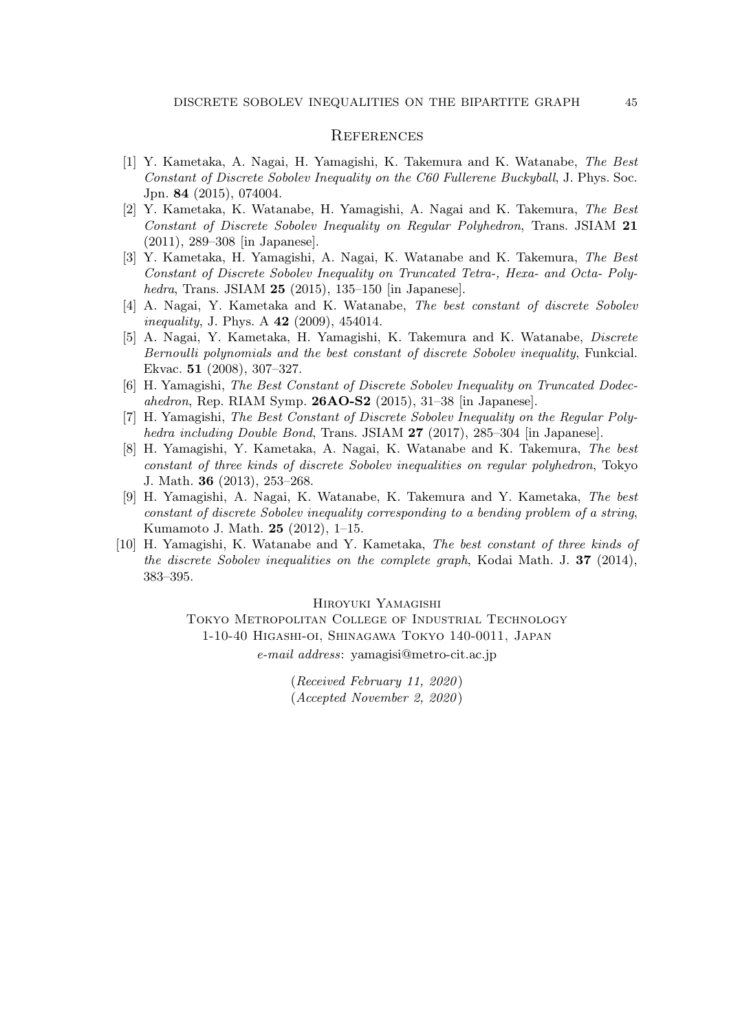## References

[1] Y. Kametaka, A. Nagai, H. Yamagishi, K. Takemura and K. Watanabe, *The Best Constant of Discrete Sobolev Inequality on the C60 Fullerene Buckyball*, J. Phys. Soc. Jpn. **84** (2015), 074004.

[2] Y. Kametaka, K. Watanabe, H. Yamagishi, A. Nagai and K. Takemura, *The Best Constant of Discrete Sobolev Inequality on Regular Polyhedron*, Trans. JSIAM **21** (2011), 289–308 [in Japanese].

[3] Y. Kametaka, H. Yamagishi, A. Nagai, K. Watanabe and K. Takemura, *The Best Constant of Discrete Sobolev Inequality on Truncated Tetra-, Hexa- and Octa- Polyhedra*, Trans. JSIAM **25** (2015), 135–150 [in Japanese].

[4] A. Nagai, Y. Kametaka and K. Watanabe, *The best constant of discrete Sobolev inequality*, J. Phys. A **42** (2009), 454014.

[5] A. Nagai, Y. Kametaka, H. Yamagishi, K. Takemura and K. Watanabe, *Discrete Bernoulli polynomials and the best constant of discrete Sobolev inequality*, Funkcial. Ekvac. **51** (2008), 307–327.

[6] H. Yamagishi, *The Best Constant of Discrete Sobolev Inequality on Truncated Dodecahedron*, Rep. RIAM Symp. **26AO-S2** (2015), 31–38 [in Japanese].

[7] H. Yamagishi, *The Best Constant of Discrete Sobolev Inequality on the Regular Polyhedra including Double Bond*, Trans. JSIAM **27** (2017), 285–304 [in Japanese].

[8] H. Yamagishi, Y. Kametaka, A. Nagai, K. Watanabe and K. Takemura, *The best constant of three kinds of discrete Sobolev inequalities on regular polyhedron*, Tokyo J. Math. **36** (2013), 253–268.

[9] H. Yamagishi, A. Nagai, K. Watanabe, K. Takemura and Y. Kametaka, *The best constant of discrete Sobolev inequality corresponding to a bending problem of a string*, Kumamoto J. Math. **25** (2012), 1–15.

[10] H. Yamagishi, K. Watanabe and Y. Kametaka, *The best constant of three kinds of the discrete Sobolev inequalities on the complete graph*, Kodai Math. J. **37** (2014), 383–395.

Hiroyuki Yamagishi
Tokyo Metropolitan College of Industrial Technology
1-10-40 Higashi-oi, Shinagawa Tokyo 140-0011, Japan
*e-mail address*: yamagisi@metro-cit.ac.jp

(*Received February 11, 2020*)
(*Accepted November 2, 2020*)